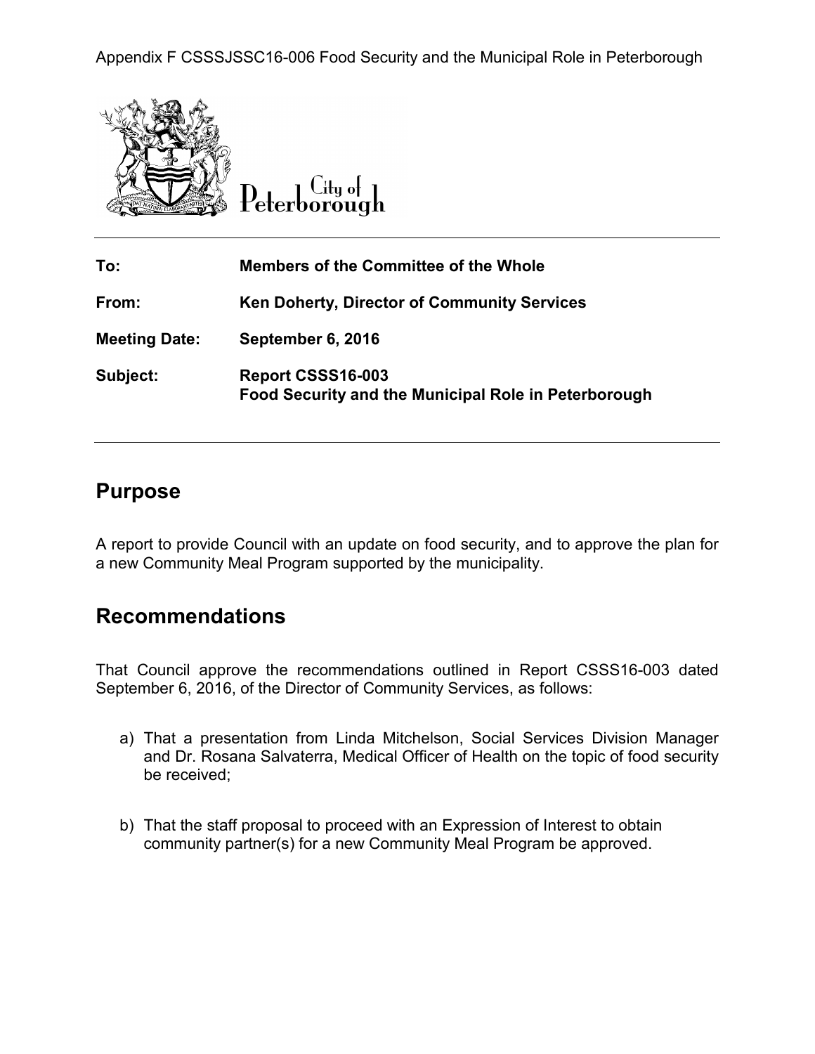Appendix F CSSSJSSC16-006 Food Security and the Municipal Role in Peterborough

City of Peterborough

| | |
|---|---|
| **To:** | **Members of the Committee of the Whole** |
| **From:** | **Ken Doherty, Director of Community Services** |
| **Meeting Date:** | **September 6, 2016** |
| **Subject:** | **Report CSSS16-003**<br>**Food Security and the Municipal Role in Peterborough** |

## Purpose

A report to provide Council with an update on food security, and to approve the plan for a new Community Meal Program supported by the municipality.

## Recommendations

That Council approve the recommendations outlined in Report CSSS16-003 dated September 6, 2016, of the Director of Community Services, as follows:

a) That a presentation from Linda Mitchelson, Social Services Division Manager and Dr. Rosana Salvaterra, Medical Officer of Health on the topic of food security be received;

b) That the staff proposal to proceed with an Expression of Interest to obtain community partner(s) for a new Community Meal Program be approved.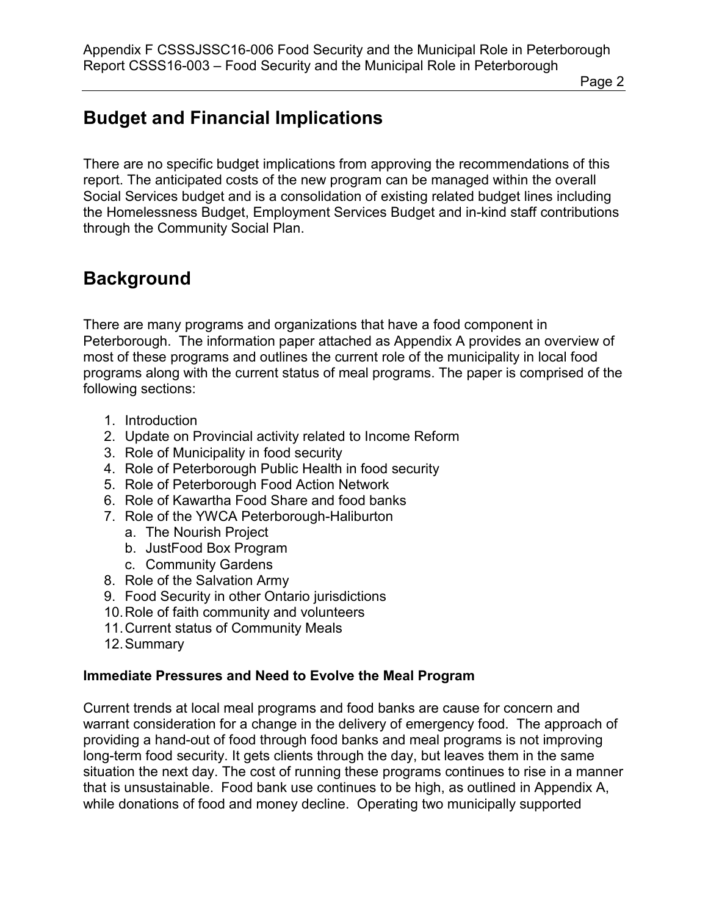## Budget and Financial Implications

There are no specific budget implications from approving the recommendations of this report. The anticipated costs of the new program can be managed within the overall Social Services budget and is a consolidation of existing related budget lines including the Homelessness Budget, Employment Services Budget and in-kind staff contributions through the Community Social Plan.

## Background

There are many programs and organizations that have a food component in Peterborough. The information paper attached as Appendix A provides an overview of most of these programs and outlines the current role of the municipality in local food programs along with the current status of meal programs. The paper is comprised of the following sections:

1. Introduction
2. Update on Provincial activity related to Income Reform
3. Role of Municipality in food security
4. Role of Peterborough Public Health in food security
5. Role of Peterborough Food Action Network
6. Role of Kawartha Food Share and food banks
7. Role of the YWCA Peterborough-Haliburton
   a. The Nourish Project
   b. JustFood Box Program
   c. Community Gardens
8. Role of the Salvation Army
9. Food Security in other Ontario jurisdictions
10. Role of faith community and volunteers
11. Current status of Community Meals
12. Summary

**Immediate Pressures and Need to Evolve the Meal Program**

Current trends at local meal programs and food banks are cause for concern and warrant consideration for a change in the delivery of emergency food. The approach of providing a hand-out of food through food banks and meal programs is not improving long-term food security. It gets clients through the day, but leaves them in the same situation the next day. The cost of running these programs continues to rise in a manner that is unsustainable. Food bank use continues to be high, as outlined in Appendix A, while donations of food and money decline. Operating two municipally supported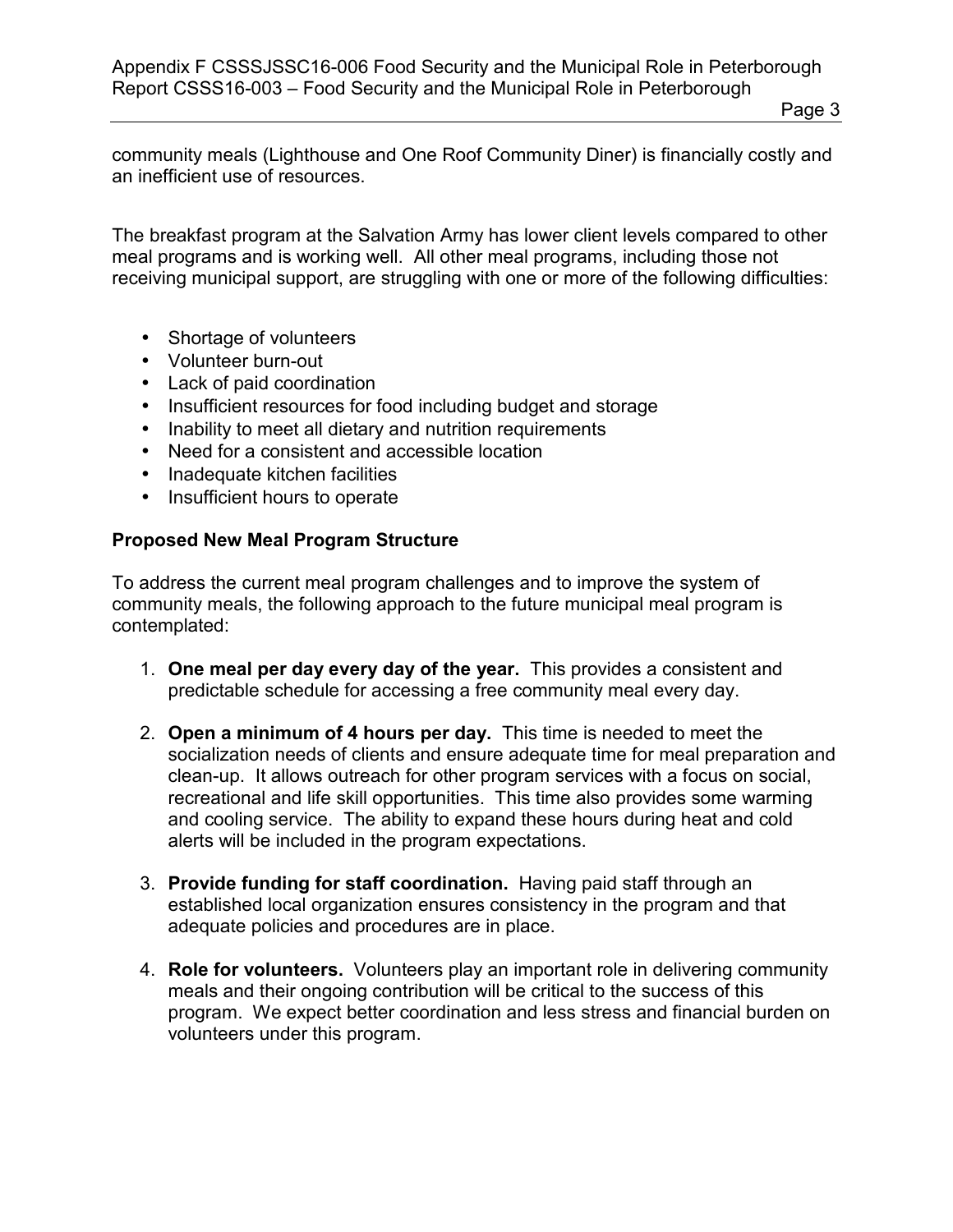community meals (Lighthouse and One Roof Community Diner) is financially costly and an inefficient use of resources.

The breakfast program at the Salvation Army has lower client levels compared to other meal programs and is working well. All other meal programs, including those not receiving municipal support, are struggling with one or more of the following difficulties:

- Shortage of volunteers
- Volunteer burn-out
- Lack of paid coordination
- Insufficient resources for food including budget and storage
- Inability to meet all dietary and nutrition requirements
- Need for a consistent and accessible location
- Inadequate kitchen facilities
- Insufficient hours to operate

**Proposed New Meal Program Structure**

To address the current meal program challenges and to improve the system of community meals, the following approach to the future municipal meal program is contemplated:

1. **One meal per day every day of the year.** This provides a consistent and predictable schedule for accessing a free community meal every day.

2. **Open a minimum of 4 hours per day.** This time is needed to meet the socialization needs of clients and ensure adequate time for meal preparation and clean-up. It allows outreach for other program services with a focus on social, recreational and life skill opportunities. This time also provides some warming and cooling service. The ability to expand these hours during heat and cold alerts will be included in the program expectations.

3. **Provide funding for staff coordination.** Having paid staff through an established local organization ensures consistency in the program and that adequate policies and procedures are in place.

4. **Role for volunteers.** Volunteers play an important role in delivering community meals and their ongoing contribution will be critical to the success of this program. We expect better coordination and less stress and financial burden on volunteers under this program.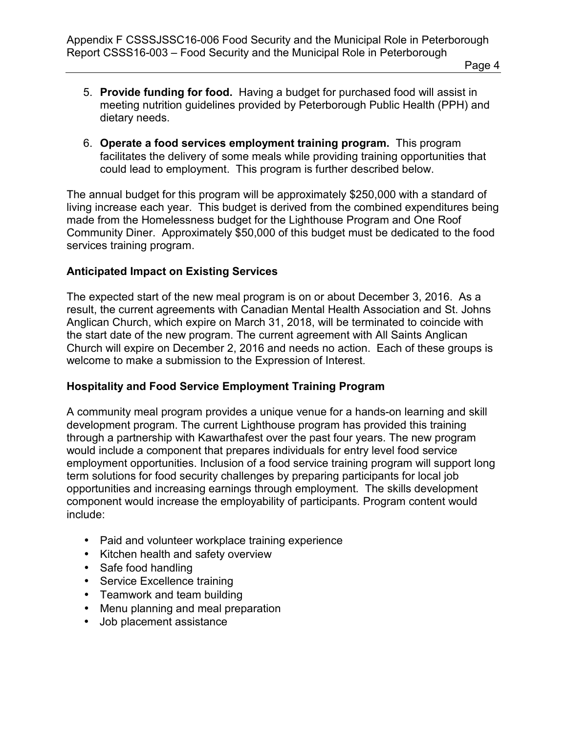5. **Provide funding for food.** Having a budget for purchased food will assist in meeting nutrition guidelines provided by Peterborough Public Health (PPH) and dietary needs.

6. **Operate a food services employment training program.** This program facilitates the delivery of some meals while providing training opportunities that could lead to employment. This program is further described below.

The annual budget for this program will be approximately $250,000 with a standard of living increase each year. This budget is derived from the combined expenditures being made from the Homelessness budget for the Lighthouse Program and One Roof Community Diner. Approximately $50,000 of this budget must be dedicated to the food services training program.

### Anticipated Impact on Existing Services

The expected start of the new meal program is on or about December 3, 2016. As a result, the current agreements with Canadian Mental Health Association and St. Johns Anglican Church, which expire on March 31, 2018, will be terminated to coincide with the start date of the new program. The current agreement with All Saints Anglican Church will expire on December 2, 2016 and needs no action. Each of these groups is welcome to make a submission to the Expression of Interest.

### Hospitality and Food Service Employment Training Program

A community meal program provides a unique venue for a hands-on learning and skill development program. The current Lighthouse program has provided this training through a partnership with Kawarthafest over the past four years. The new program would include a component that prepares individuals for entry level food service employment opportunities. Inclusion of a food service training program will support long term solutions for food security challenges by preparing participants for local job opportunities and increasing earnings through employment. The skills development component would increase the employability of participants. Program content would include:

- Paid and volunteer workplace training experience
- Kitchen health and safety overview
- Safe food handling
- Service Excellence training
- Teamwork and team building
- Menu planning and meal preparation
- Job placement assistance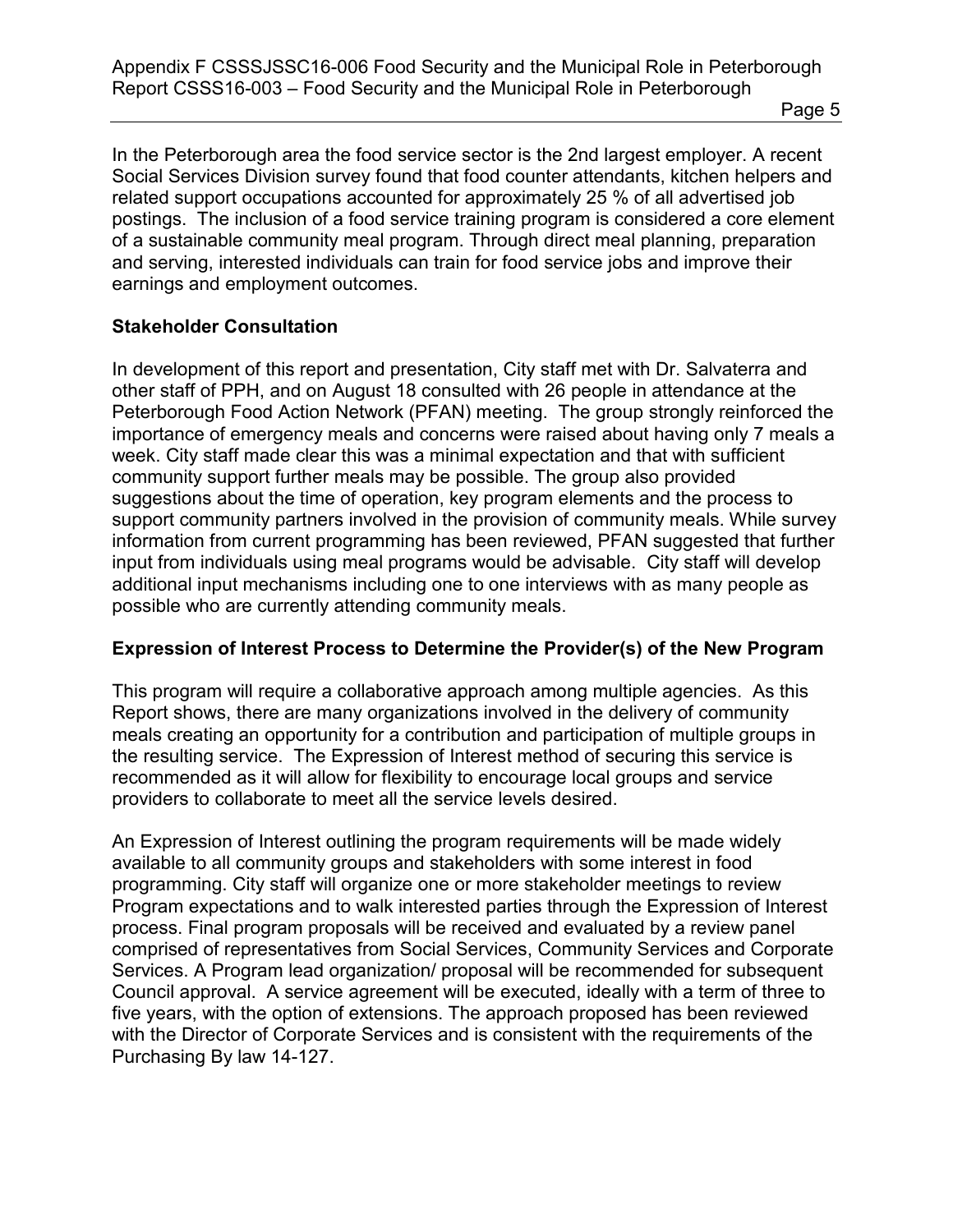In the Peterborough area the food service sector is the 2nd largest employer. A recent Social Services Division survey found that food counter attendants, kitchen helpers and related support occupations accounted for approximately 25 % of all advertised job postings. The inclusion of a food service training program is considered a core element of a sustainable community meal program. Through direct meal planning, preparation and serving, interested individuals can train for food service jobs and improve their earnings and employment outcomes.

## Stakeholder Consultation

In development of this report and presentation, City staff met with Dr. Salvaterra and other staff of PPH, and on August 18 consulted with 26 people in attendance at the Peterborough Food Action Network (PFAN) meeting. The group strongly reinforced the importance of emergency meals and concerns were raised about having only 7 meals a week. City staff made clear this was a minimal expectation and that with sufficient community support further meals may be possible. The group also provided suggestions about the time of operation, key program elements and the process to support community partners involved in the provision of community meals. While survey information from current programming has been reviewed, PFAN suggested that further input from individuals using meal programs would be advisable. City staff will develop additional input mechanisms including one to one interviews with as many people as possible who are currently attending community meals.

## Expression of Interest Process to Determine the Provider(s) of the New Program

This program will require a collaborative approach among multiple agencies. As this Report shows, there are many organizations involved in the delivery of community meals creating an opportunity for a contribution and participation of multiple groups in the resulting service. The Expression of Interest method of securing this service is recommended as it will allow for flexibility to encourage local groups and service providers to collaborate to meet all the service levels desired.

An Expression of Interest outlining the program requirements will be made widely available to all community groups and stakeholders with some interest in food programming. City staff will organize one or more stakeholder meetings to review Program expectations and to walk interested parties through the Expression of Interest process. Final program proposals will be received and evaluated by a review panel comprised of representatives from Social Services, Community Services and Corporate Services. A Program lead organization/ proposal will be recommended for subsequent Council approval. A service agreement will be executed, ideally with a term of three to five years, with the option of extensions. The approach proposed has been reviewed with the Director of Corporate Services and is consistent with the requirements of the Purchasing By law 14-127.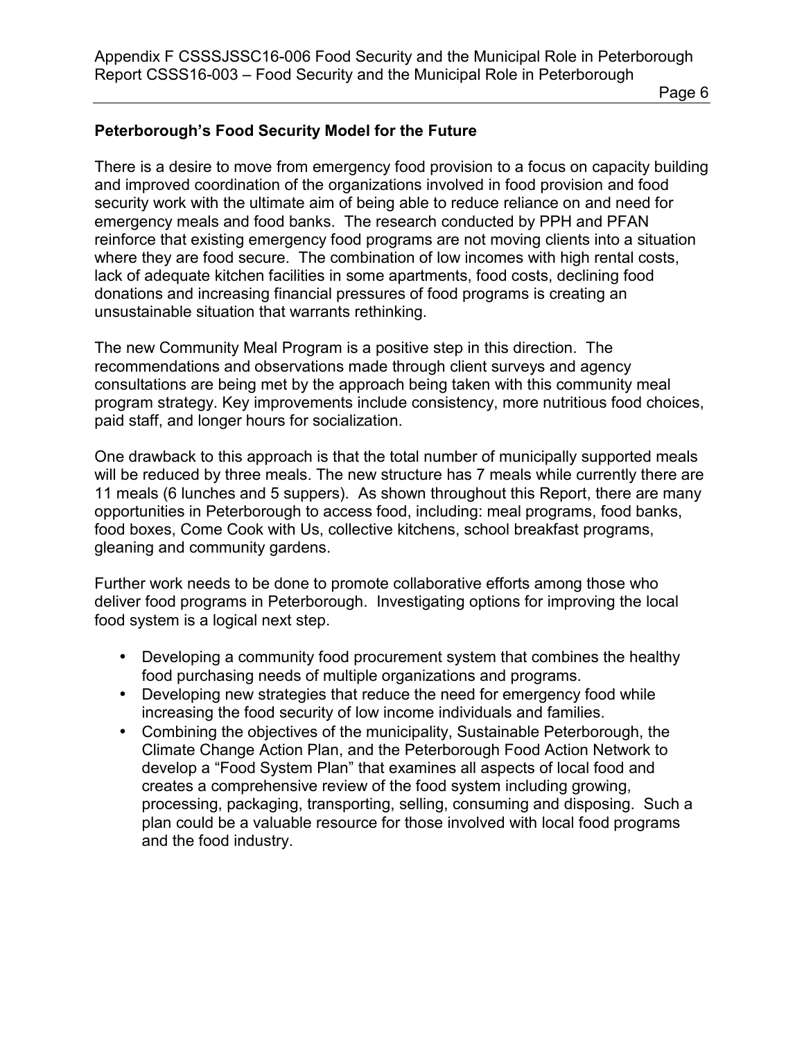## Peterborough's Food Security Model for the Future

There is a desire to move from emergency food provision to a focus on capacity building and improved coordination of the organizations involved in food provision and food security work with the ultimate aim of being able to reduce reliance on and need for emergency meals and food banks. The research conducted by PPH and PFAN reinforce that existing emergency food programs are not moving clients into a situation where they are food secure. The combination of low incomes with high rental costs, lack of adequate kitchen facilities in some apartments, food costs, declining food donations and increasing financial pressures of food programs is creating an unsustainable situation that warrants rethinking.

The new Community Meal Program is a positive step in this direction. The recommendations and observations made through client surveys and agency consultations are being met by the approach being taken with this community meal program strategy. Key improvements include consistency, more nutritious food choices, paid staff, and longer hours for socialization.

One drawback to this approach is that the total number of municipally supported meals will be reduced by three meals. The new structure has 7 meals while currently there are 11 meals (6 lunches and 5 suppers). As shown throughout this Report, there are many opportunities in Peterborough to access food, including: meal programs, food banks, food boxes, Come Cook with Us, collective kitchens, school breakfast programs, gleaning and community gardens.

Further work needs to be done to promote collaborative efforts among those who deliver food programs in Peterborough. Investigating options for improving the local food system is a logical next step.

- Developing a community food procurement system that combines the healthy food purchasing needs of multiple organizations and programs.
- Developing new strategies that reduce the need for emergency food while increasing the food security of low income individuals and families.
- Combining the objectives of the municipality, Sustainable Peterborough, the Climate Change Action Plan, and the Peterborough Food Action Network to develop a "Food System Plan" that examines all aspects of local food and creates a comprehensive review of the food system including growing, processing, packaging, transporting, selling, consuming and disposing. Such a plan could be a valuable resource for those involved with local food programs and the food industry.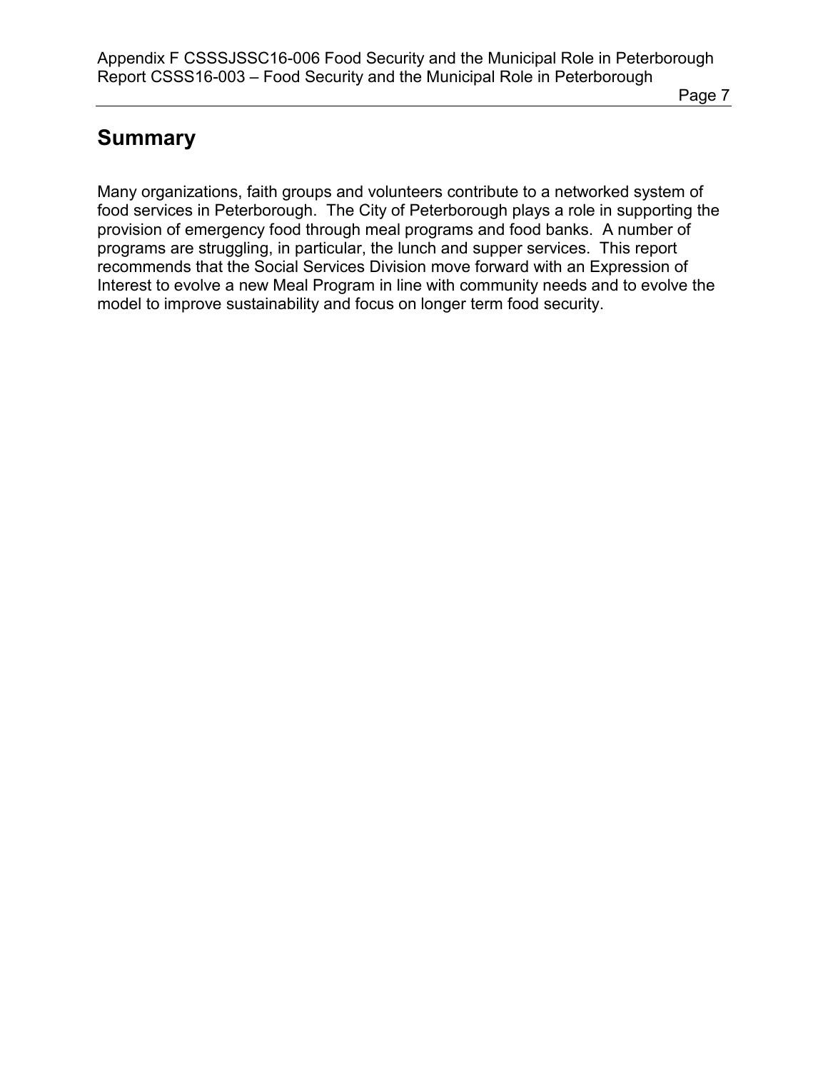## Summary

Many organizations, faith groups and volunteers contribute to a networked system of food services in Peterborough. The City of Peterborough plays a role in supporting the provision of emergency food through meal programs and food banks. A number of programs are struggling, in particular, the lunch and supper services. This report recommends that the Social Services Division move forward with an Expression of Interest to evolve a new Meal Program in line with community needs and to evolve the model to improve sustainability and focus on longer term food security.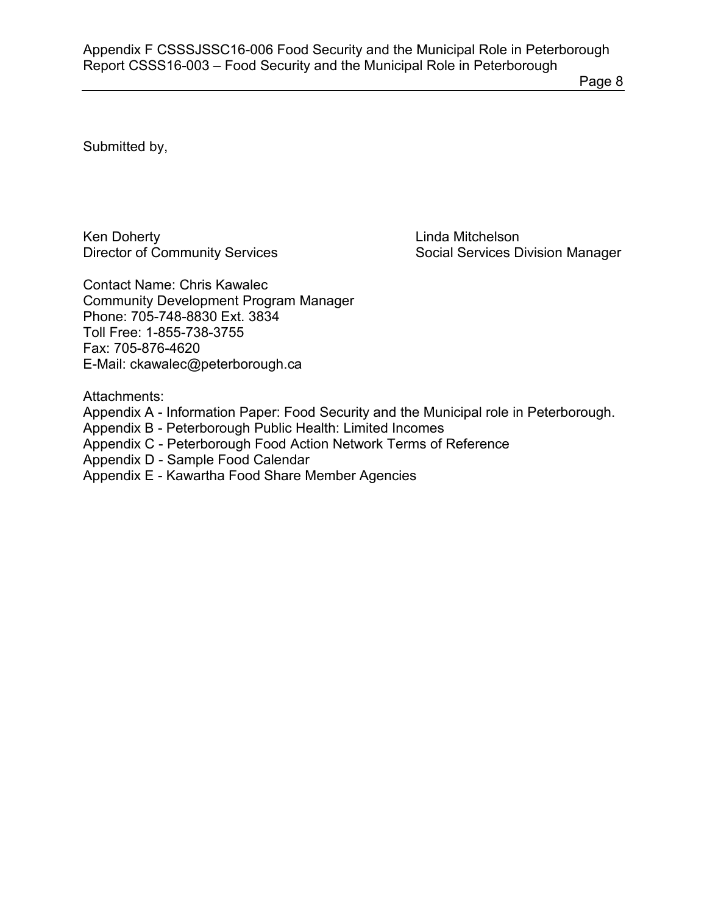Submitted by,

Ken Doherty
Director of Community Services

Linda Mitchelson
Social Services Division Manager

Contact Name: Chris Kawalec
Community Development Program Manager
Phone: 705-748-8830 Ext. 3834
Toll Free: 1-855-738-3755
Fax: 705-876-4620
E-Mail: ckawalec@peterborough.ca

Attachments:
Appendix A - Information Paper: Food Security and the Municipal role in Peterborough.
Appendix B - Peterborough Public Health: Limited Incomes
Appendix C - Peterborough Food Action Network Terms of Reference
Appendix D - Sample Food Calendar
Appendix E - Kawartha Food Share Member Agencies